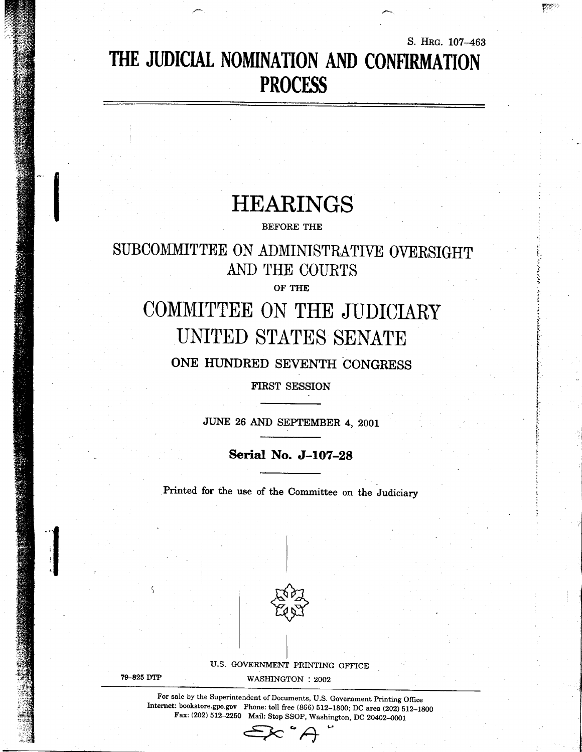S. Hrg. 107–463

# THE JUDICIAL NOMINATION AND CONFIRMATION PROCESS

## HEARINGS

BEFORE THE

SUBCOMMITTEE ON ADMINISTRATIVE OVERSIGHT AND THE COURTS

OF THE

COMMITTEE ON THE JUDICIARY
UNITED STATES SENATE

ONE HUNDRED SEVENTH CONGRESS

FIRST SESSION

JUNE 26 AND SEPTEMBER 4, 2001

**Serial No. J–107–28**

Printed for the use of the Committee on the Judiciary

U.S. GOVERNMENT PRINTING OFFICE

79–825 DTP WASHINGTON : 2002

For sale by the Superintendent of Documents, U.S. Government Printing Office
Internet: bookstore.gpo.gov Phone: toll free (866) 512–1800; DC area (202) 512–1800
Fax: (202) 512–2250 Mail: Stop SSOP, Washington, DC 20402–0001

Ex "A"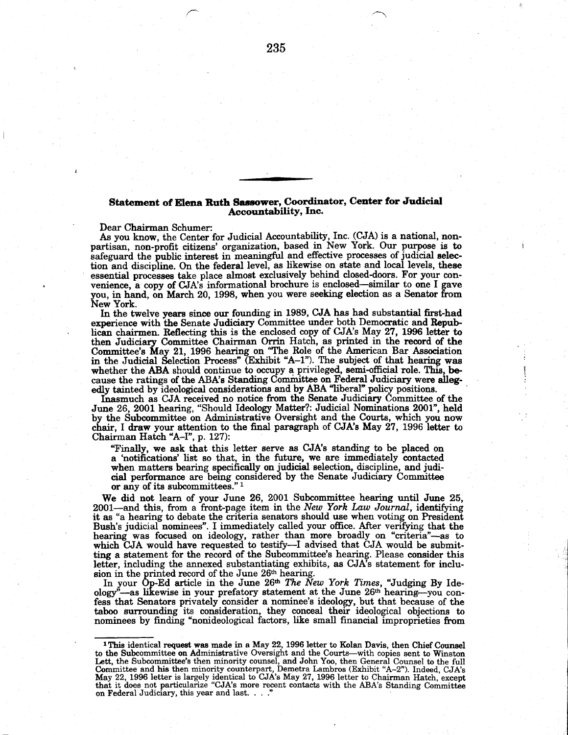**Statement of Elena Ruth Sassower, Coordinator, Center for Judicial Accountability, Inc.**

Dear Chairman Schumer:

As you know, the Center for Judicial Accountability, Inc. (CJA) is a national, non-partisan, non-profit citizens' organization, based in New York. Our purpose is to safeguard the public interest in meaningful and effective processes of judicial selection and discipline. On the federal level, as likewise on state and local levels, these essential processes take place almost exclusively behind closed-doors. For your convenience, a copy of CJA's informational brochure is enclosed—similar to one I gave you, in hand, on March 20, 1998, when you were seeking election as a Senator from New York.

In the twelve years since our founding in 1989, CJA has had substantial first-had experience with the Senate Judiciary Committee under both Democratic and Republican chairmen. Reflecting this is the enclosed copy of CJA's May 27, 1996 letter to then Judiciary Committee Chairman Orrin Hatch, as printed in the record of the Committee's May 21, 1996 hearing on "The Role of the American Bar Association in the Judicial Selection Process" (Exhibit "A–1"). The subject of that hearing was whether the ABA should continue to occupy a privileged, semi-official role. This, because the ratings of the ABA's Standing Committee on Federal Judiciary were allegedly tainted by ideological considerations and by ABA "liberal" policy positions.

Inasmuch as CJA received no notice from the Senate Judiciary Committee of the June 26, 2001 hearing, "Should Ideology Matter?: Judicial Nominations 2001", held by the Subcommittee on Administrative Oversight and the Courts, which you now chair, I draw your attention to the final paragraph of CJA's May 27, 1996 letter to Chairman Hatch "A–I", p. 127):

> "Finally, we ask that this letter serve as CJA's standing to be placed on a 'notifications' list so that, in the future, we are immediately contacted when matters bearing specifically on judicial selection, discipline, and judicial performance are being considered by the Senate Judiciary Committee or any of its subcommittees." [1]

We did not learn of your June 26, 2001 Subcommittee hearing until June 25, 2001—and this, from a front-page item in the *New York Law Journal*, identifying it as "a hearing to debate the criteria senators should use when voting on President Bush's judicial nominees". I immediately called your office. After verifying that the hearing was focused on ideology, rather than more broadly on "criteria"—as to which CJA would have requested to testify—I advised that CJA would be submitting a statement for the record of the Subcommittee's hearing. Please consider this letter, including the annexed substantiating exhibits, as CJA's statement for inclusion in the printed record of the June 26th hearing.

In your Op-Ed article in the June 26th *The New York Times*, "Judging By Ideology"—as likewise in your prefatory statement at the June 26th hearing—you confess that Senators privately consider a nominee's ideology, but that because of the taboo surrounding its consideration, they conceal their ideological objections to nominees by finding "nonideological factors, like small financial improprieties from

---

[1] This identical request was made in a May 22, 1996 letter to Kolan Davis, then Chief Counsel to the Subcommittee on Administrative Oversight and the Courts—with copies sent to Winston Lett, the Subcommittee's then minority counsel, and John Yoo, then General Counsel to the full Committee and his then minority counterpart, Demetra Lambros (Exhibit "A–2"). Indeed, CJA's May 22, 1996 letter is largely identical to CJA's May 27, 1996 letter to Chairman Hatch, except that it does not particularize "CJA's more recent contacts with the ABA's Standing Committee on Federal Judiciary, this year and last. . . ."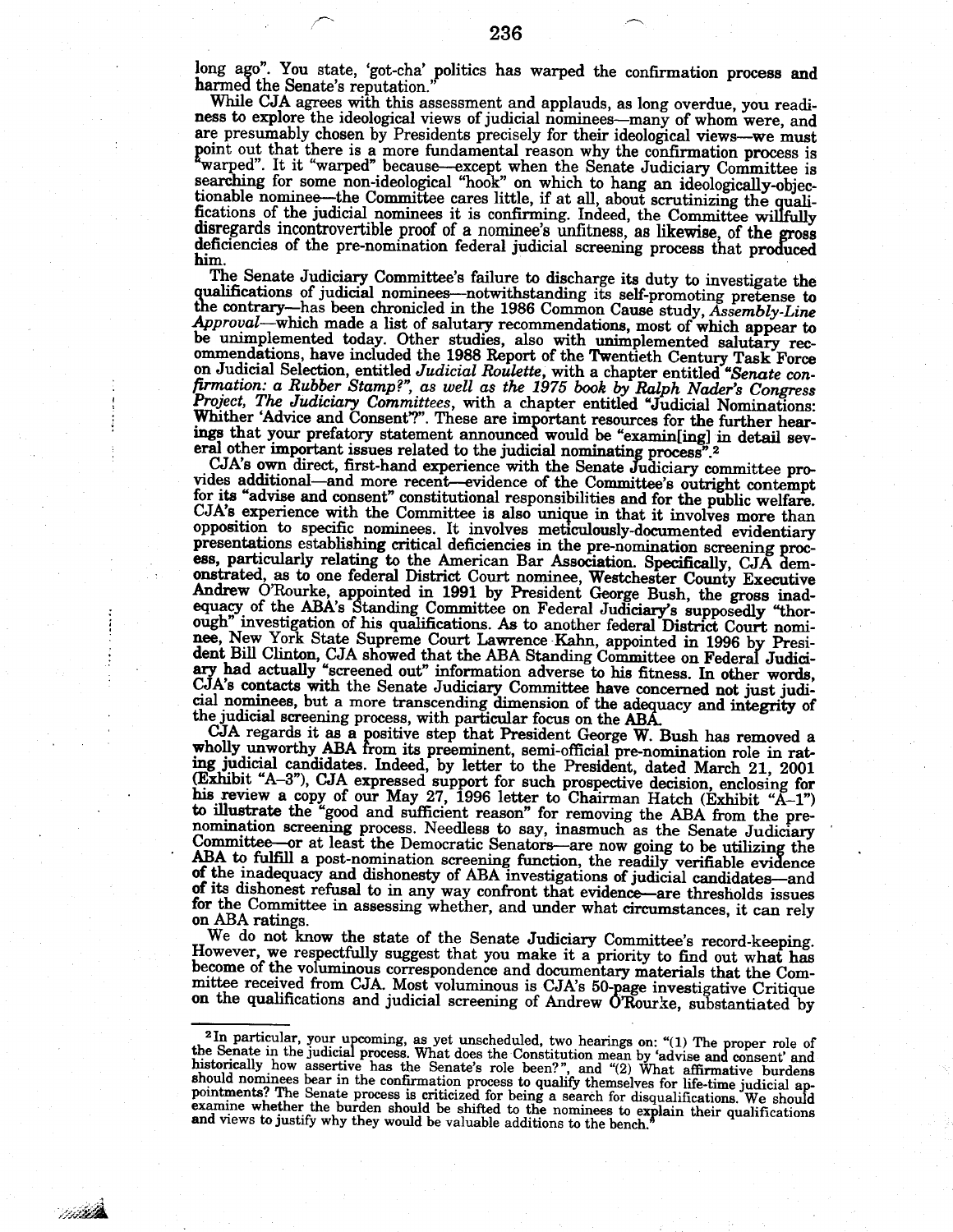long ago". You state, 'got-cha' politics has warped the confirmation process and harmed the Senate's reputation."

While CJA agrees with this assessment and applauds, as long overdue, you readiness to explore the ideological views of judicial nominees—many of whom were, and are presumably chosen by Presidents precisely for their ideological views—we must point out that there is a more fundamental reason why the confirmation process is "warped". It it "warped" because—except when the Senate Judiciary Committee is searching for some non-ideological "hook" on which to hang an ideologically-objectionable nominee—the Committee cares little, if at all, about scrutinizing the qualifications of the judicial nominees it is confirming. Indeed, the Committee willfully disregards incontrovertible proof of a nominee's unfitness, as likewise, of the gross deficiencies of the pre-nomination federal judicial screening process that produced him.

The Senate Judiciary Committee's failure to discharge its duty to investigate the qualifications of judicial nominees—notwithstanding its self-promoting pretense to the contrary—has been chronicled in the 1986 Common Cause study, *Assembly-Line Approval*—which made a list of salutary recommendations, most of which appear to be unimplemented today. Other studies, also with unimplemented salutary recommendations, have included the 1988 Report of the Twentieth Century Task Force on Judicial Selection, entitled *Judicial Roulette*, with a chapter entitled *"Senate confirmation: a Rubber Stamp?", as well as the 1975 book by Ralph Nader's Congress Project, The Judiciary Committees*, with a chapter entitled "Judicial Nominations: Whither 'Advice and Consent'?". These are important resources for the further hearings that your prefatory statement announced would be "examin[ing] in detail several other important issues related to the judicial nominating process".[2]

CJA's own direct, first-hand experience with the Senate Judiciary committee provides additional—and more recent—evidence of the Committee's outright contempt for its "advise and consent" constitutional responsibilities and for the public welfare. CJA's experience with the Committee is also unique in that it involves more than opposition to specific nominees. It involves meticulously-documented evidentiary presentations establishing critical deficiencies in the pre-nomination screening process, particularly relating to the American Bar Association. Specifically, CJA demonstrated, as to one federal District Court nominee, Westchester County Executive Andrew O'Rourke, appointed in 1991 by President George Bush, the gross inadequacy of the ABA's Standing Committee on Federal Judiciary's supposedly "thorough" investigation of his qualifications. As to another federal District Court nominee, New York State Supreme Court Lawrence Kahn, appointed in 1996 by President Bill Clinton, CJA showed that the ABA Standing Committee on Federal Judiciary had actually "screened out" information adverse to his fitness. In other words, CJA's contacts with the Senate Judiciary Committee have concerned not just judicial nominees, but a more transcending dimension of the adequacy and integrity of the judicial screening process, with particular focus on the ABA.

CJA regards it as a positive step that President George W. Bush has removed a wholly unworthy ABA from its preeminent, semi-official pre-nomination role in rating judicial candidates. Indeed, by letter to the President, dated March 21, 2001 (Exhibit "A-3"), CJA expressed support for such prospective decision, enclosing for his review a copy of our May 27, 1996 letter to Chairman Hatch (Exhibit "A-1") to illustrate the "good and sufficient reason" for removing the ABA from the pre-nomination screening process. Needless to say, inasmuch as the Senate Judiciary Committee—or at least the Democratic Senators—are now going to be utilizing the ABA to fulfill a post-nomination screening function, the readily verifiable evidence of the inadequacy and dishonesty of ABA investigations of judicial candidates—and of its dishonest refusal to in any way confront that evidence—are thresholds issues for the Committee in assessing whether, and under what circumstances, it can rely on ABA ratings.

We do not know the state of the Senate Judiciary Committee's record-keeping. However, we respectfully suggest that you make it a priority to find out what has become of the voluminous correspondence and documentary materials that the Committee received from CJA. Most voluminous is CJA's 50-page investigative Critique on the qualifications and judicial screening of Andrew O'Rourke, substantiated by

---

[2] In particular, your upcoming, as yet unscheduled, two hearings on: "(1) The proper role of the Senate in the judicial process. What does the Constitution mean by 'advise and consent' and historically how assertive has the Senate's role been?", and "(2) What affirmative burdens should nominees bear in the confirmation process to qualify themselves for life-time judicial appointments? The Senate process is criticized for being a search for disqualifications. We should examine whether the burden should be shifted to the nominees to explain their qualifications and views to justify why they would be valuable additions to the bench."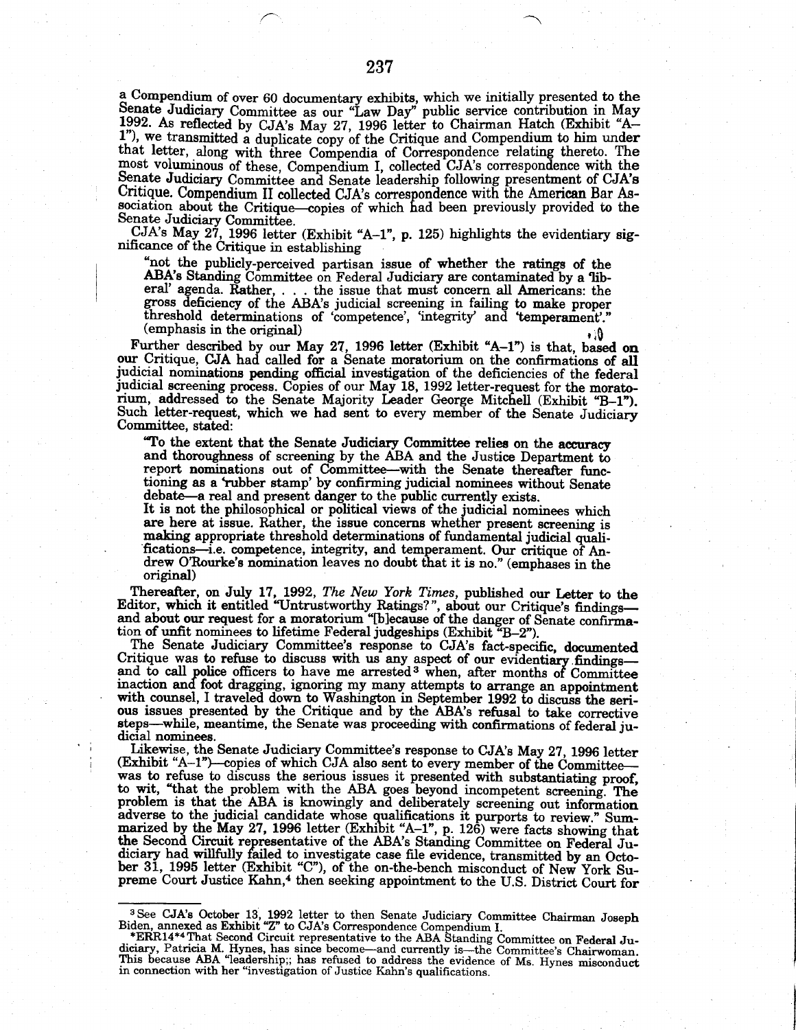a Compendium of over 60 documentary exhibits, which we initially presented to the Senate Judiciary Committee as our "Law Day" public service contribution in May 1992. As reflected by CJA's May 27, 1996 letter to Chairman Hatch (Exhibit "A–1"), we transmitted a duplicate copy of the Critique and Compendium to him under that letter, along with three Compendia of Correspondence relating thereto. The most voluminous of these, Compendium I, collected CJA's correspondence with the Senate Judiciary Committee and Senate leadership following presentment of CJA's Critique. Compendium II collected CJA's correspondence with the American Bar Association about the Critique—copies of which had been previously provided to the Senate Judiciary Committee.

CJA's May 27, 1996 letter (Exhibit "A–1", p. 125) highlights the evidentiary significance of the Critique in establishing

> "not the publicly-perceived partisan issue of whether the ratings of the ABA's Standing Committee on Federal Judiciary are contaminated by a 'liberal' agenda. **Rather**, . . . the issue that must concern all Americans: the gross deficiency of the ABA's judicial screening in failing to make proper threshold determinations of 'competence', 'integrity' and 'temperament'." (emphasis in the original)

Further described by our May 27, 1996 letter (Exhibit "A–1") is that, based on our Critique, CJA had called for a Senate moratorium on the confirmations of all judicial nominations pending official investigation of the deficiencies of the federal judicial screening process. Copies of our May 18, 1992 letter-request for the moratorium, addressed to the Senate Majority Leader George Mitchell (Exhibit "B–1"). Such letter-request, which we had sent to every member of the Senate Judiciary Committee, stated:

> "To the extent that the Senate Judiciary Committee relies on the **accuracy** and thoroughness of screening by the ABA and the Justice Department to report nominations out of Committee—with the Senate thereafter functioning as a 'rubber stamp' by confirming judicial nominees without Senate debate—a real and present danger to the public currently exists.
>
> It is not the philosophical or political views of the judicial nominees which are here at issue. Rather, the issue concerns whether present screening is making appropriate threshold determinations of fundamental judicial qualifications—i.e. competence, integrity, and temperament. Our critique of Andrew O'Rourke's nomination leaves no doubt that it is no." (emphases in the original)

Thereafter, on July 17, 1992, *The New York Times*, published our Letter to the Editor, which it entitled "Untrustworthy Ratings?", about our Critique's findings—and about our request for a moratorium "[b]ecause of the danger of Senate confirmation of unfit nominees to lifetime Federal judgeships (Exhibit "B–2").

The Senate Judiciary Committee's response to CJA's fact-specific, documented Critique was to refuse to discuss with us any aspect of our evidentiary findings—and to call police officers to have me arrested[3] when, after months of Committee inaction and foot dragging, ignoring my many attempts to arrange an appointment with counsel, I traveled down to Washington in September 1992 to discuss the serious issues presented by the Critique and by the ABA's refusal to take corrective steps—while, meantime, the Senate was proceeding with confirmations of federal judicial nominees.

Likewise, the Senate Judiciary Committee's response to CJA's May 27, 1996 letter (Exhibit "A–1")—copies of which CJA also sent to every member of the Committee—was to refuse to discuss the serious issues it presented with substantiating proof, to wit, "that the problem with the ABA goes beyond incompetent screening. The problem is that the ABA is knowingly and deliberately screening out information adverse to the judicial candidate whose qualifications it purports to review." Summarized by the May 27, 1996 letter (Exhibit "A–1", p. 126) were facts showing that the Second Circuit representative of the ABA's Standing Committee on Federal Judiciary had willfully failed to investigate case file evidence, transmitted by an October 31, 1995 letter (Exhibit "C"), of the on-the-bench misconduct of New York Supreme Court Justice Kahn,[4] then seeking appointment to the U.S. District Court for

---

[3] See CJA's October 13, 1992 letter to then Senate Judiciary Committee Chairman Joseph Biden, annexed as Exhibit "Z" to CJA's Correspondence Compendium I.

*ERR14*[4] That Second Circuit representative to the ABA Standing Committee on Federal Judiciary, Patricia M. Hynes, has since become—and currently is—the Committee's Chairwoman. This because ABA "leadership;; has refused to address the evidence of Ms. Hynes misconduct in connection with her "investigation of Justice Kahn's qualifications.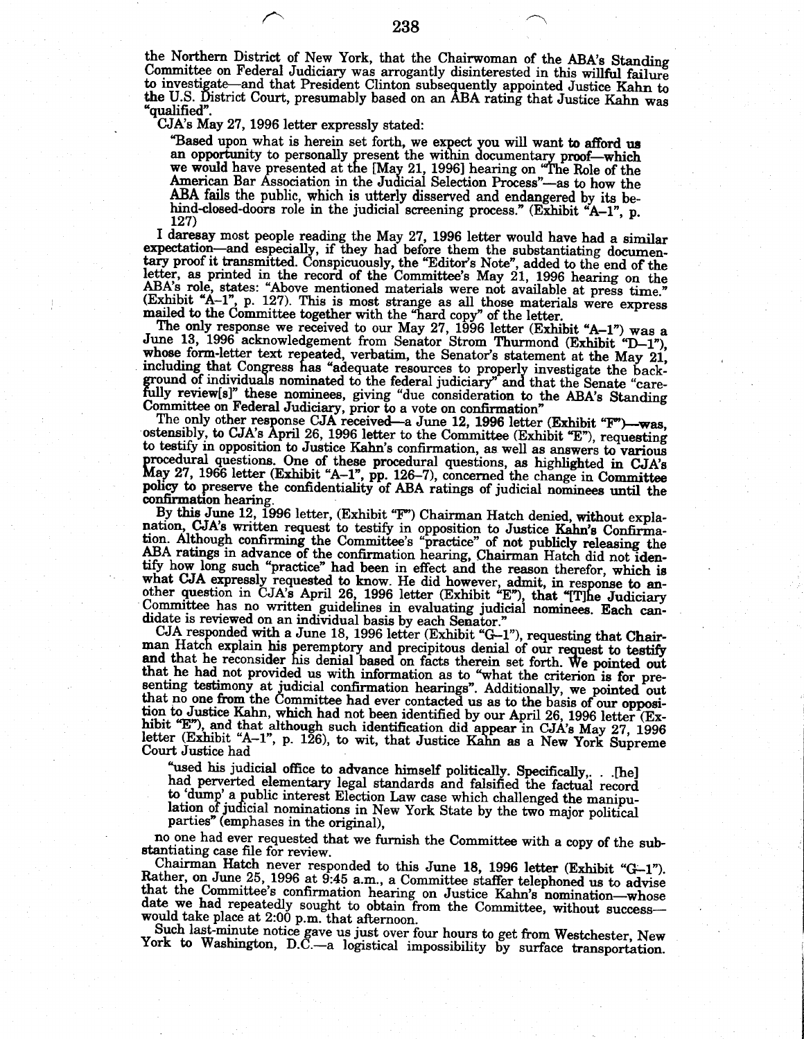the Northern District of New York, that the Chairwoman of the ABA's Standing Committee on Federal Judiciary was arrogantly disinterested in this willful failure to investigate—and that President Clinton subsequently appointed Justice Kahn to the U.S. District Court, presumably based on an ABA rating that Justice Kahn was "qualified".

CJA's May 27, 1996 letter expressly stated:

> "Based upon what is herein set forth, we expect you will want to afford us an opportunity to personally present the within documentary proof—which we would have presented at the [May 21, 1996] hearing on "The Role of the American Bar Association in the Judicial Selection Process"—as to how the ABA fails the public, which is utterly disserved and endangered by its behind-closed-doors role in the judicial screening process." (Exhibit "A–1", p. 127)

I daresay most people reading the May 27, 1996 letter would have had a similar expectation—and especially, if they had before them the substantiating documentary proof it transmitted. Conspicuously, the "Editor's Note", added to the end of the letter, as printed in the record of the Committee's May 21, 1996 hearing on the ABA's role, states: "Above mentioned materials were not available at press time." (Exhibit "A–1", p. 127). This is most strange as all those materials were express mailed to the Committee together with the "hard copy" of the letter.

The only response we received to our May 27, 1996 letter (Exhibit "A–1") was a June 13, 1996 acknowledgement from Senator Strom Thurmond (Exhibit "D–1"), whose form-letter text repeated, verbatim, the Senator's statement at the May 21, including that Congress has "adequate resources to properly investigate the background of individuals nominated to the federal judiciary" and that the Senate "carefully review[s]" these nominees, giving "due consideration to the ABA's Standing Committee on Federal Judiciary, prior to a vote on confirmation"

The only other response CJA received—a June 12, 1996 letter (Exhibit "F")—was, ostensibly, to CJA's April 26, 1996 letter to the Committee (Exhibit "E"), requesting to testify in opposition to Justice Kahn's confirmation, as well as answers to various procedural questions. One of these procedural questions, as highlighted in CJA's May 27, 1966 letter (Exhibit "A–1", pp. 126–7), concerned the change in Committee policy to preserve the confidentiality of ABA ratings of judicial nominees until the confirmation hearing.

By this June 12, 1996 letter, (Exhibit "F") Chairman Hatch denied, without explanation, CJA's written request to testify in opposition to Justice Kahn's Confirmation. Although confirming the Committee's "practice" of not publicly releasing the ABA ratings in advance of the confirmation hearing, Chairman Hatch did not identify how long such "practice" had been in effect and the reason therefor, which is what CJA expressly requested to know. He did however, admit, in response to another question in CJA's April 26, 1996 letter (Exhibit "E"), that "[T]he Judiciary Committee has no written guidelines in evaluating judicial nominees. Each candidate is reviewed on an individual basis by each Senator."

CJA responded with a June 18, 1996 letter (Exhibit "G–1"), requesting that Chairman Hatch explain his peremptory and precipitous denial of our request to testify and that he reconsider his denial based on facts therein set forth. We pointed out that he had not provided us with information as to "what the criterion is for presenting testimony at judicial confirmation hearings". Additionally, we pointed out that no one from the Committee had ever contacted us as to the basis of our opposition to Justice Kahn, which had not been identified by our April 26, 1996 letter (Exhibit "E"), and that although such identification did appear in CJA's May 27, 1996 letter (Exhibit "A–1", p. 126), to wit, that Justice Kahn as a New York Supreme Court Justice had

> "used his judicial office to advance himself politically. Specifically,. . .[he] had perverted elementary legal standards and falsified the factual record to 'dump' a public interest Election Law case which challenged the manipulation of judicial nominations in New York State by the two major political parties" (emphases in the original),

no one had ever requested that we furnish the Committee with a copy of the substantiating case file for review.

Chairman Hatch never responded to this June 18, 1996 letter (Exhibit "G–1"). Rather, on June 25, 1996 at 9:45 a.m., a Committee staffer telephoned us to advise that the Committee's confirmation hearing on Justice Kahn's nomination—whose date we had repeatedly sought to obtain from the Committee, without success—would take place at 2:00 p.m. that afternoon.

Such last-minute notice gave us just over four hours to get from Westchester, New York to Washington, D.C.—a logistical impossibility by surface transportation.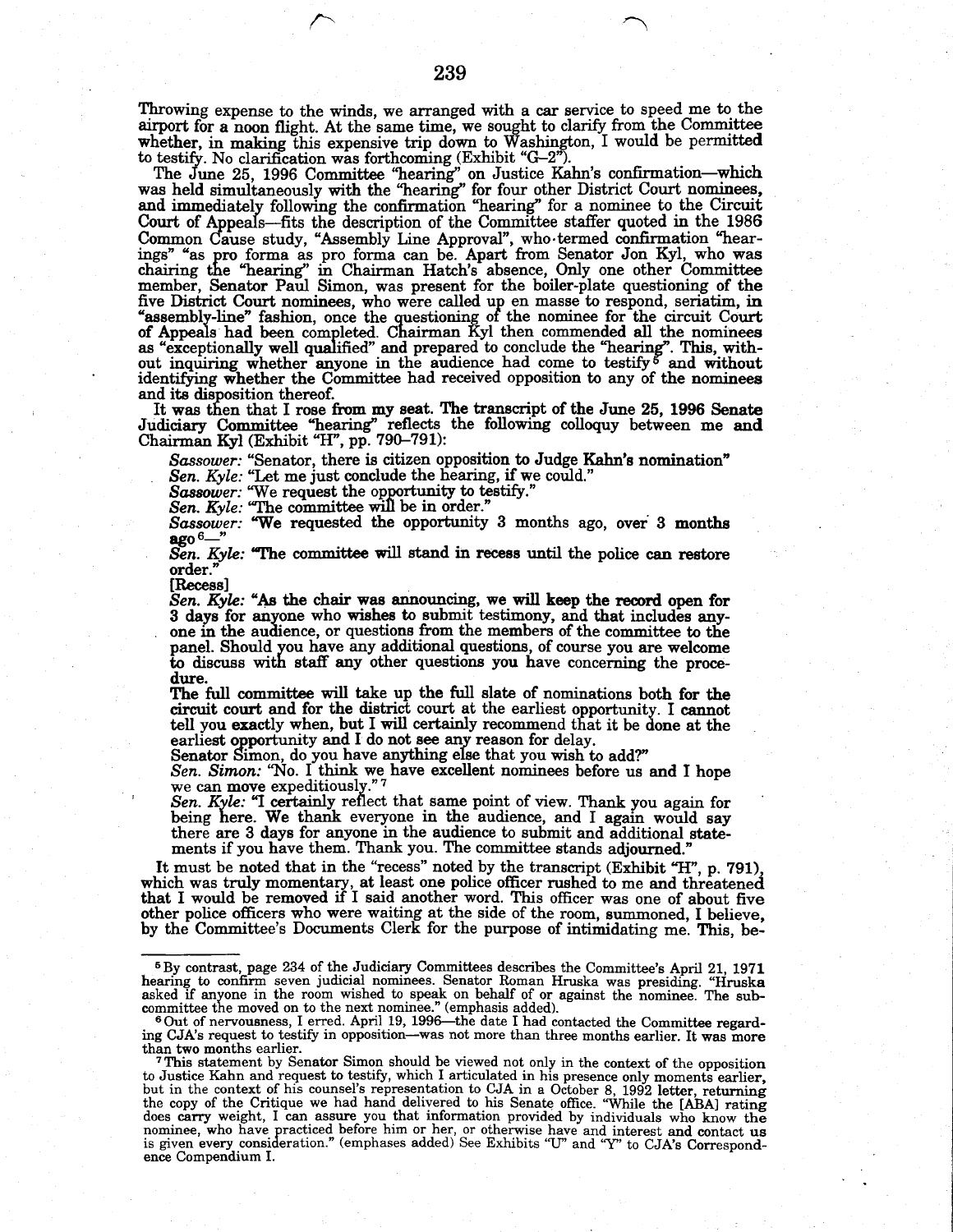Throwing expense to the winds, we arranged with a car service to speed me to the airport for a noon flight. At the same time, we sought to clarify from the Committee whether, in making this expensive trip down to Washington, I would be permitted to testify. No clarification was forthcoming (Exhibit "G–2").

The June 25, 1996 Committee "hearing" on Justice Kahn's confirmation—which was held simultaneously with the "hearing" for four other District Court nominees, and immediately following the confirmation "hearing" for a nominee to the Circuit Court of Appeals—fits the description of the Committee staffer quoted in the 1986 Common Cause study, "Assembly Line Approval", who termed confirmation "hearings" "as pro forma as pro forma can be. Apart from Senator Jon Kyl, who was chairing the "hearing" in Chairman Hatch's absence, Only one other Committee member, Senator Paul Simon, was present for the boiler-plate questioning of the five District Court nominees, who were called up en masse to respond, seriatim, in "assembly-line" fashion, once the questioning of the nominee for the circuit Court of Appeals had been completed. Chairman Kyl then commended all the nominees as "exceptionally well qualified" and prepared to conclude the "hearing". This, without inquiring whether anyone in the audience had come to testify[5] and without identifying whether the Committee had received opposition to any of the nominees and its disposition thereof.

It was then that I rose from my seat. The transcript of the June 25, 1996 Senate Judiciary Committee "hearing" reflects the following colloquy between me and Chairman Kyl (Exhibit "H", pp. 790–791):

> *Sassower:* "Senator, there is citizen opposition to Judge Kahn's nomination"
>
> *Sen. Kyle:* "Let me just conclude the hearing, if we could."
>
> *Sassower:* "We request the opportunity to testify."
>
> *Sen. Kyle:* "The committee will be in order."
>
> *Sassower:* "We requested the opportunity 3 months ago, over 3 months ago[6]—"
>
> *Sen. Kyle:* "The committee will stand in recess until the police can restore order."
>
> [Recess]
>
> *Sen. Kyle:* "As the chair was announcing, we will keep the record open for 3 days for anyone who wishes to submit testimony, and that includes anyone in the audience, or questions from the members of the committee to the panel. Should you have any additional questions, of course you are welcome to discuss with staff any other questions you have concerning the procedure.
>
> The full committee will take up the full slate of nominations both for the circuit court and for the district court at the earliest opportunity. I cannot tell you exactly when, but I will certainly recommend that it be done at the earliest opportunity and I do not see any reason for delay.
>
> Senator Simon, do you have anything else that you wish to add?"
>
> *Sen. Simon:* "No. I think we have excellent nominees before us and I hope we can move expeditiously."[7]
>
> *Sen. Kyle:* "I certainly reflect that same point of view. Thank you again for being here. We thank everyone in the audience, and I again would say there are 3 days for anyone in the audience to submit and additional statements if you have them. Thank you. The committee stands adjourned."

It must be noted that in the "recess" noted by the transcript (Exhibit "H", p. 791), which was truly momentary, at least one police officer rushed to me and threatened that I would be removed if I said another word. This officer was one of about five other police officers who were waiting at the side of the room, summoned, I believe, by the Committee's Documents Clerk for the purpose of intimidating me. This, be-

---

[5] By contrast, page 234 of the Judiciary Committees describes the Committee's April 21, 1971 hearing to confirm seven judicial nominees. Senator Roman Hruska was presiding. "Hruska asked if anyone in the room wished to speak on behalf of or against the nominee. The subcommittee the moved on to the next nominee." (emphasis added).

[6] Out of nervousness, I erred. April 19, 1996—the date I had contacted the Committee regarding CJA's request to testify in opposition—was not more than three months earlier. It was more than two months earlier.

[7] This statement by Senator Simon should be viewed not only in the context of the opposition to Justice Kahn and request to testify, which I articulated in his presence only moments earlier, but in the context of his counsel's representation to CJA in a October 8, 1992 letter, returning the copy of the Critique we had hand delivered to his Senate office. "While the [ABA] rating does carry weight, I can assure you that information provided by individuals who know the nominee, who have practiced before him or her, or otherwise have and interest and contact us is given every consideration." (emphases added) See Exhibits "U" and "Y" to CJA's Correspondence Compendium I.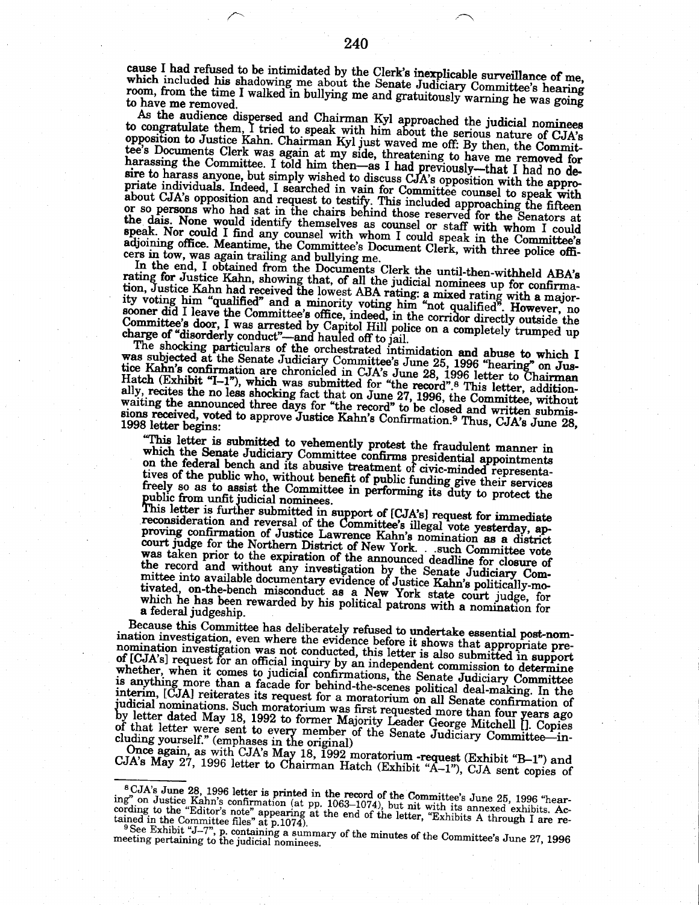cause I had refused to be intimidated by the Clerk's inexplicable surveillance of me, which included his shadowing me about the Senate Judiciary Committee's hearing room, from the time I walked in bullying me and gratuitously warning he was going to have me removed.

As the audience dispersed and Chairman Kyl approached the judicial nominees to congratulate them, I tried to speak with him about the serious nature of CJA's opposition to Justice Kahn. Chairman Kyl just waved me off: By then, the Committee's Documents Clerk was again at my side, threatening to have me removed for harassing the Committee. I told him then—as I had previously—that I had no desire to harass anyone, but simply wished to discuss CJA's opposition with the appropriate individuals. Indeed, I searched in vain for Committee counsel to speak with about CJA's opposition and request to testify. This included approaching the fifteen or so persons who had sat in the chairs behind those reserved for the Senators at the dais. None would identify themselves as counsel or staff with whom I could speak. Nor could I find any counsel with whom I could speak in the Committee's adjoining office. Meantime, the Committee's Document Clerk, with three police officers in tow, was again trailing and bullying me.

In the end, I obtained from the Documents Clerk the until-then-withheld ABA's rating for Justice Kahn, showing that, of all the judicial nominees up for confirmation, Justice Kahn had received the lowest ABA rating: a mixed rating with a majority voting him "qualified" and a minority voting him "not qualified". However, no sooner did I leave the Committee's office, indeed, in the corridor directly outside the Committee's door, I was arrested by Capitol Hill police on a completely trumped up charge of "disorderly conduct"—and hauled off to jail.

The shocking particulars of the orchestrated intimidation and abuse to which I was subjected at the Senate Judiciary Committee's June 25, 1996 "hearing" on Justice Kahn's confirmation are chronicled in CJA's June 28, 1996 letter to Chairman Hatch (Exhibit "I-1"), which was submitted for "the record".[8] This letter, additionally, recites the no less shocking fact that on June 27, 1996, the Committee, without waiting the announced three days for "the record" to be closed and written submissions received, voted to approve Justice Kahn's Confirmation.[9] Thus, CJA's June 28, 1998 letter begins:

> "This letter is submitted to vehemently protest the fraudulent manner in which the Senate Judiciary Committee confirms presidential appointments on the federal bench and its abusive treatment of civic-minded representatives of the public who, without benefit of public funding give their services freely so as to assist the Committee in performing its duty to protect the public from unfit judicial nominees.
>
> This letter is further submitted in support of [CJA's] request for immediate reconsideration and reversal of the Committee's illegal vote yesterday, approving confirmation of Justice Lawrence Kahn's nomination as a district court judge for the Northern District of New York. . .such Committee vote was taken prior to the expiration of the announced deadline for closure of the record and without any investigation by the Senate Judiciary Committee into available documentary evidence of Justice Kahn's politically-motivated, on-the-bench misconduct as a New York state court judge, for which he has been rewarded by his political patrons with a nomination for a federal judgeship.

Because this Committee has deliberately refused to undertake essential post-nomination investigation, even where the evidence before it shows that appropriate pre-nomination investigation was not conducted, this letter is also submitted in support of [CJA's] request for an official inquiry by an independent commission to determine whether, when it comes to judicial confirmations, the Senate Judiciary Committee is anything more than a facade for behind-the-scenes political deal-making. In the interim, [CJA] reiterates its request for a moratorium on all Senate confirmation of judicial nominations. Such moratorium was first requested more than four years ago by letter dated May 18, 1992 to former Majority Leader George Mitchell []. Copies of that letter were sent to every member of the Senate Judiciary Committee—including yourself." (emphases in the original)

Once again, as with CJA's May 18, 1992 moratorium -request (Exhibit "B-1") and CJA's May 27, 1996 letter to Chairman Hatch (Exhibit "A-1"), CJA sent copies of

---

[8] CJA's June 28, 1996 letter is printed in the record of the Committee's June 25, 1996 "hearing" on Justice Kahn's confirmation (at pp. 1063–1074), but nit with its annexed exhibits. According to the "Editor's note" appearing at the end of the letter, "Exhibits A through I are retained in the Committee files" at p.1074).

[9] See Exhibit "J-7", p. containing a summary of the minutes of the Committee's June 27, 1996 meeting pertaining to the judicial nominees.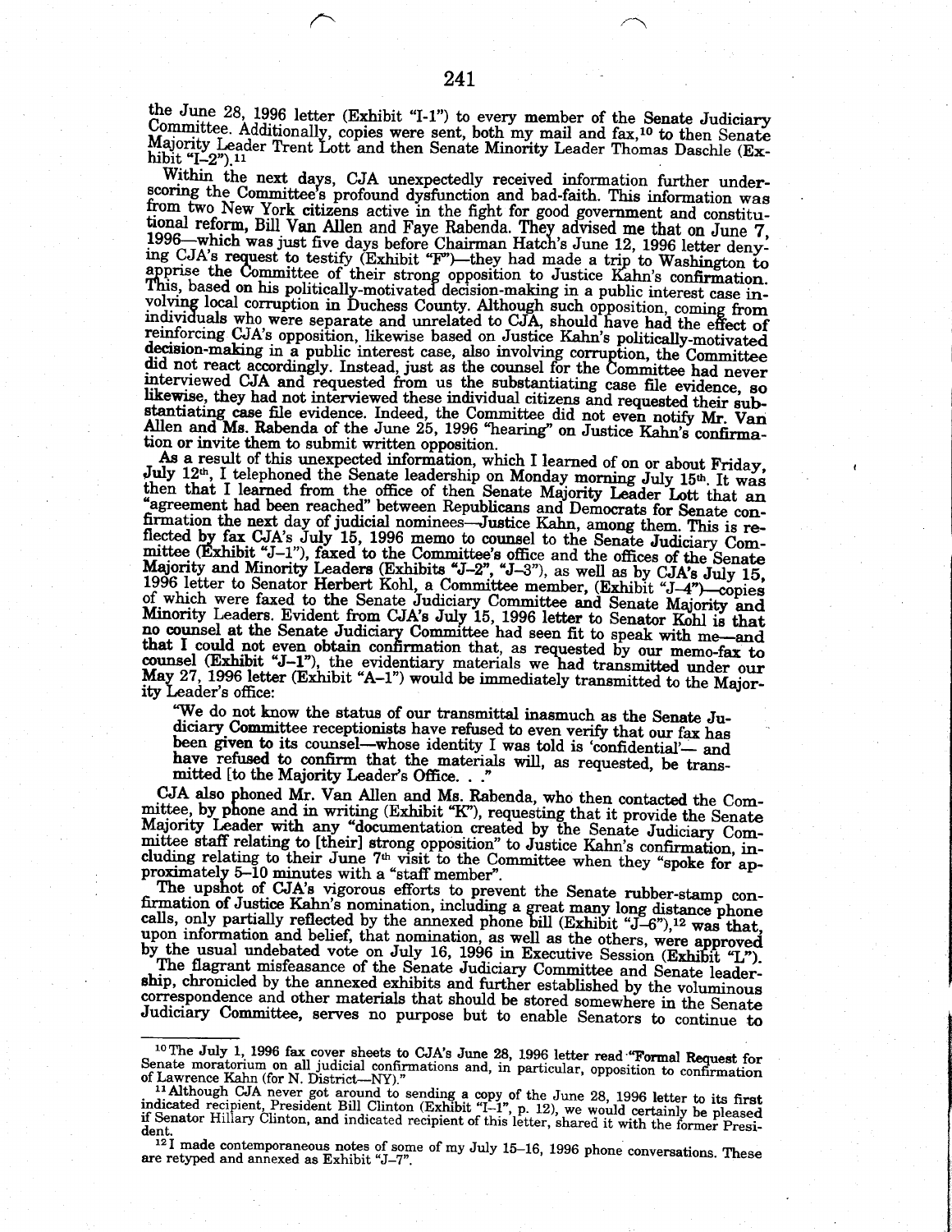the June 28, 1996 letter (Exhibit "I-1") to every member of the Senate Judiciary Committee. Additionally, copies were sent, both my mail and fax,[10] to then Senate Majority Leader Trent Lott and then Senate Minority Leader Thomas Daschle (Exhibit "I-2").[11]

Within the next days, CJA unexpectedly received information further underscoring the Committee's profound dysfunction and bad-faith. This information was from two New York citizens active in the fight for good government and constitutional reform, Bill Van Allen and Faye Rabenda. They advised me that on June 7, 1996—which was just five days before Chairman Hatch's June 12, 1996 letter denying CJA's request to testify (Exhibit "F")—they had made a trip to Washington to apprise the Committee of their strong opposition to Justice Kahn's confirmation. This, based on his politically-motivated decision-making in a public interest case involving local corruption in Duchess County. Although such opposition, coming from individuals who were separate and unrelated to CJA, should have had the effect of reinforcing CJA's opposition, likewise based on Justice Kahn's politically-motivated decision-making in a public interest case, also involving corruption, the Committee did not react accordingly. Instead, just as the counsel for the Committee had never interviewed CJA and requested from us the substantiating case file evidence, so likewise, they had not interviewed these individual citizens and requested their substantiating case file evidence. Indeed, the Committee did not even notify Mr. Van Allen and Ms. Rabenda of the June 25, 1996 "hearing" on Justice Kahn's confirmation or invite them to submit written opposition.

As a result of this unexpected information, which I learned of on or about Friday, July 12th, I telephoned the Senate leadership on Monday morning July 15th. It was then that I learned from the office of then Senate Majority Leader Lott that an "agreement had been reached" between Republicans and Democrats for Senate confirmation the next day of judicial nominees—Justice Kahn, among them. This is reflected by fax CJA's July 15, 1996 memo to counsel to the Senate Judiciary Committee (Exhibit "J-1"), faxed to the Committee's office and the offices of the Senate Majority and Minority Leaders (Exhibits "J-2", "J-3"), as well as by CJA's July 15, 1996 letter to Senator Herbert Kohl, a Committee member, (Exhibit "J-4")—copies of which were faxed to the Senate Judiciary Committee and Senate Majority and Minority Leaders. Evident from CJA's July 15, 1996 letter to Senator Kohl is that no counsel at the Senate Judiciary Committee had seen fit to speak with me—and that I could not even obtain confirmation that, as requested by our memo-fax to counsel (Exhibit "J-1"), the evidentiary materials we had transmitted under our May 27, 1996 letter (Exhibit "A-1") would be immediately transmitted to the Majority Leader's office:

> "We do not know the status of our transmittal inasmuch as the Senate Judiciary Committee receptionists have refused to even verify that our fax has been given to its counsel—whose identity I was told is 'confidential'— and have refused to confirm that the materials will, as requested, be transmitted [to the Majority Leader's Office. . ."

CJA also phoned Mr. Van Allen and Ms. Rabenda, who then contacted the Committee, by phone and in writing (Exhibit "K"), requesting that it provide the Senate Majority Leader with any "documentation created by the Senate Judiciary Committee staff relating to [their] strong opposition" to Justice Kahn's confirmation, including relating to their June 7th visit to the Committee when they "spoke for approximately 5–10 minutes with a "staff member".

The upshot of CJA's vigorous efforts to prevent the Senate rubber-stamp confirmation of Justice Kahn's nomination, including a great many long distance phone calls, only partially reflected by the annexed phone bill (Exhibit "J-6"),[12] was that, upon information and belief, that nomination, as well as the others, were approved by the usual undebated vote on July 16, 1996 in Executive Session (Exhibit "L").

The flagrant misfeasance of the Senate Judiciary Committee and Senate leadership, chronicled by the annexed exhibits and further established by the voluminous correspondence and other materials that should be stored somewhere in the Senate Judiciary Committee, serves no purpose but to enable Senators to continue to

---

[10] The July 1, 1996 fax cover sheets to CJA's June 28, 1996 letter read "Formal Request for Senate moratorium on all judicial confirmations and, in particular, opposition to confirmation of Lawrence Kahn (for N. District—NY)."

[11] Although CJA never got around to sending a copy of the June 28, 1996 letter to its first indicated recipient, President Bill Clinton (Exhibit "I-1", p. 12), we would certainly be pleased if Senator Hillary Clinton, and indicated recipient of this letter, shared it with the former President.

[12] I made contemporaneous notes of some of my July 15–16, 1996 phone conversations. These are retyped and annexed as Exhibit "J-7".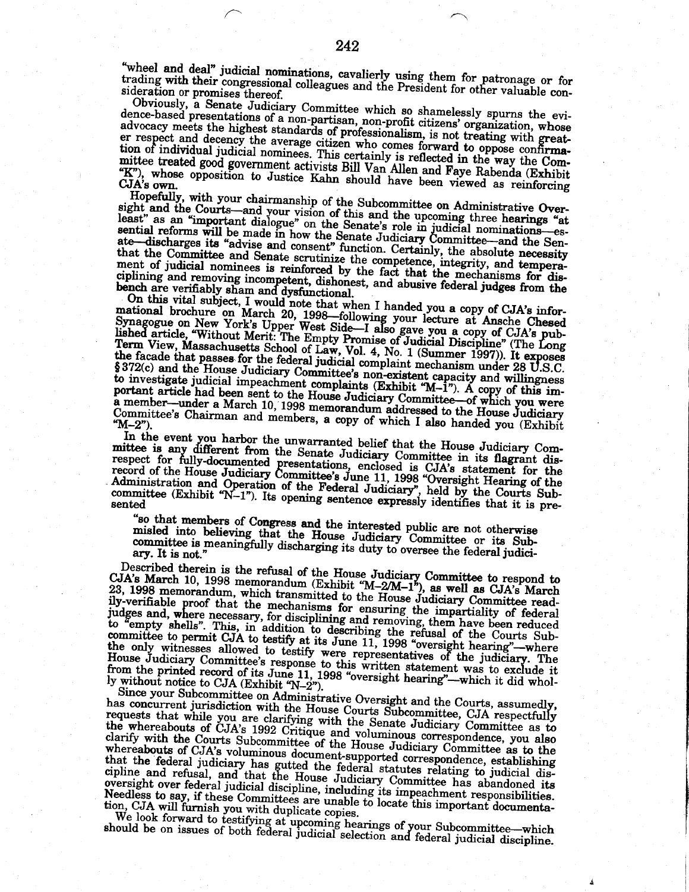"wheel and deal" judicial nominations, cavalierly using them for patronage or for trading with their congressional colleagues and the President for other valuable consideration or promises thereof.

Obviously, a Senate Judiciary Committee which so shamelessly spurns the evidence-based presentations of a non-partisan, non-profit citizens' organization, whose advocacy meets the highest standards of professionalism, is not treating with greater respect and decency the average citizen who comes forward to oppose confirmation of individual judicial nominees. This certainly is reflected in the way the Committee treated good government activists Bill Van Allen and Faye Rabenda (Exhibit "K"), whose opposition to Justice Kahn should have been viewed as reinforcing CJA's own.

Hopefully, with your chairmanship of the Subcommittee on Administrative Oversight and the Courts—and your vision of this and the upcoming three hearings "at least" as an "important dialogue" on the Senate's role in judicial nominations—essential reforms will be made in how the Senate Judiciary Committee—and the Senate—discharges its "advise and consent" function. Certainly, the absolute necessity that the Committee and Senate scrutinize the competence, integrity, and temperament of judicial nominees is reinforced by the fact that the mechanisms for disciplining and removing incompetent, dishonest, and abusive federal judges from the bench are verifiably sham and dysfunctional.

On this vital subject, I would note that when I handed you a copy of CJA's informational brochure on March 20, 1998—following your lecture at Ansche Chesed Synagogue on New York's Upper West Side—I also gave you a copy of CJA's published article, "Without Merit: The Empty Promise of Judicial Discipline" (The Long Term View, Massachusetts School of Law, Vol. 4, No. 1 (Summer 1997)). It exposes the facade that passes for the federal judicial complaint mechanism under 28 U.S.C. §372(c) and the House Judiciary Committee's non-existent capacity and willingness to investigate judicial impeachment complaints (Exhibit "M-1"). A copy of this important article had been sent to the House Judiciary Committee—of which you were a member—under a March 10, 1998 memorandum addressed to the House Judiciary Committee's Chairman and members, a copy of which I also handed you (Exhibit "M-2").

In the event you harbor the unwarranted belief that the House Judiciary Committee is any different from the Senate Judiciary Committee in its flagrant disrespect for fully-documented presentations, enclosed is CJA's statement for the record of the House Judiciary Committee's June 11, 1998 "Oversight Hearing of the Administration and Operation of the Federal Judiciary", held by the Courts Subcommittee (Exhibit "N-1"). Its opening sentence expressly identifies that it is presented

> "so that members of Congress and the interested public are not otherwise misled into believing that the House Judiciary Committee or its Subcommittee is meaningfully discharging its duty to oversee the federal judiciary. It is not."

Described therein is the refusal of the House Judiciary Committee to respond to CJA's March 10, 1998 memorandum (Exhibit "M-2/M-1"), as well as CJA's March 23, 1998 memorandum, which transmitted to the House Judiciary Committee readily-verifiable proof that the mechanisms for ensuring the impartiality of federal judges and, where necessary, for disciplining and removing, them have been reduced to "empty shells". This, in addition to describing the refusal of the Courts Subcommittee to permit CJA to testify at its June 11, 1998 "oversight hearing"—where the only witnesses allowed to testify were representatives of the judiciary. The House Judiciary Committee's response to this written statement was to exclude it from the printed record of its June 11, 1998 "oversight hearing"—which it did wholly without notice to CJA (Exhibit "N-2").

Since your Subcommittee on Administrative Oversight and the Courts, assumedly, has concurrent jurisdiction with the House Courts Subcommittee, CJA respectfully requests that while you are clarifying with the Senate Judiciary Committee as to the whereabouts of CJA's 1992 Critique and voluminous correspondence, you also clarify with the Courts Subcommittee of the House Judiciary Committee as to the whereabouts of CJA's voluminous document-supported correspondence, establishing that the federal judiciary has gutted the federal statutes relating to judicial discipline and refusal, and that the House Judiciary Committee has abandoned its oversight over federal judicial discipline, including its impeachment responsibilities. Needless to say, if these Committees are unable to locate this important documentation, CJA will furnish you with duplicate copies.

We look forward to testifying at upcoming hearings of your Subcommittee—which should be on issues of both federal judicial selection and federal judicial discipline.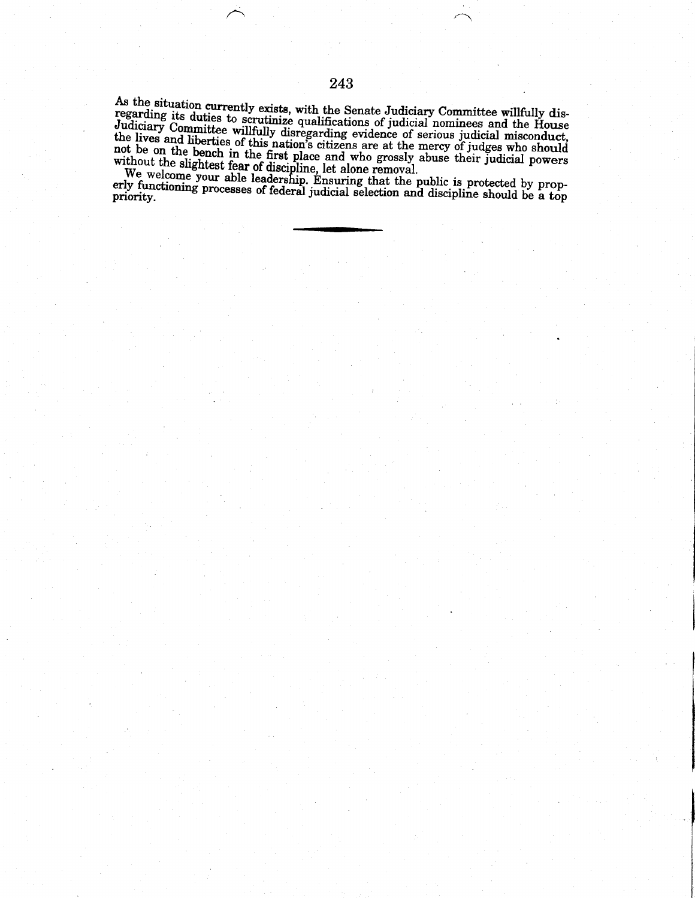As the situation currently exists, with the Senate Judiciary Committee willfully disregarding its duties to scrutinize qualifications of judicial nominees and the House Judiciary Committee willfully disregarding evidence of serious judicial misconduct, the lives and liberties of this nation's citizens are at the mercy of judges who should not be on the bench in the first place and who grossly abuse their judicial powers without the slightest fear of discipline, let alone removal.

We welcome your able leadership. Ensuring that the public is protected by properly functioning processes of federal judicial selection and discipline should be a top priority.